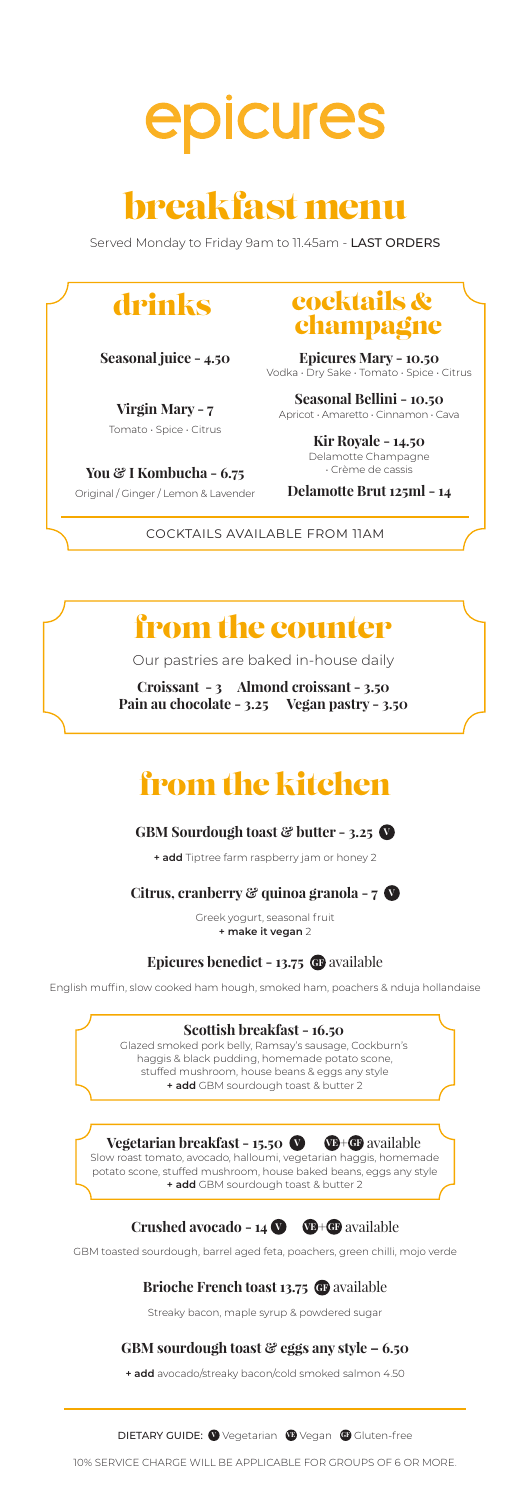# epicures

# breakfast menu

Served Monday to Friday 9am to 11.45am - LAST ORDERS

## drinks

**Seasonal juice - 4.50**

**Virgin Mary - 7**
Tomato · Spice · Citrus

**You & I Kombucha - 6.75**
Original / Ginger / Lemon & Lavender

## cocktails & champagne

**Epicures Mary - 10.50**
Vodka · Dry Sake · Tomato · Spice · Citrus

**Seasonal Bellini - 10.50**
Apricot · Amaretto · Cinnamon · Cava

**Kir Royale - 14.50**
Delamotte Champagne · Crème de cassis

**Delamotte Brut 125ml - 14**

COCKTAILS AVAILABLE FROM 11AM

## from the counter

Our pastries are baked in-house daily

**Croissant - 3** **Almond croissant - 3.50**
**Pain au chocolate - 3.25** **Vegan pastry - 3.50**

## from the kitchen

**GBM Sourdough toast & butter - 3.25** (V)

**+ add** Tiptree farm raspberry jam or honey 2

**Citrus, cranberry & quinoa granola - 7** (V)

Greek yogurt, seasonal fruit
**+ make it vegan** 2

**Epicures benedict - 13.75** (GF) available

English muffin, slow cooked ham hough, smoked ham, poachers & nduja hollandaise

**Scottish breakfast - 16.50**
Glazed smoked pork belly, Ramsay's sausage, Cockburn's haggis & black pudding, homemade potato scone, stuffed mushroom, house beans & eggs any style
**+ add** GBM sourdough toast & butter 2

**Vegetarian breakfast - 15.50** (V) (VE)+(GF) available
Slow roast tomato, avocado, halloumi, vegetarian haggis, homemade potato scone, stuffed mushroom, house baked beans, eggs any style
**+ add** GBM sourdough toast & butter 2

**Crushed avocado - 14** (V) (VE)+(GF) available

GBM toasted sourdough, barrel aged feta, poachers, green chilli, mojo verde

**Brioche French toast 13.75** (GF) available

Streaky bacon, maple syrup & powdered sugar

**GBM sourdough toast & eggs any style – 6.50**

**+ add** avocado/streaky bacon/cold smoked salmon 4.50

DIETARY GUIDE: (V) Vegetarian (VE) Vegan (GF) Gluten-free

10% SERVICE CHARGE WILL BE APPLICABLE FOR GROUPS OF 6 OR MORE.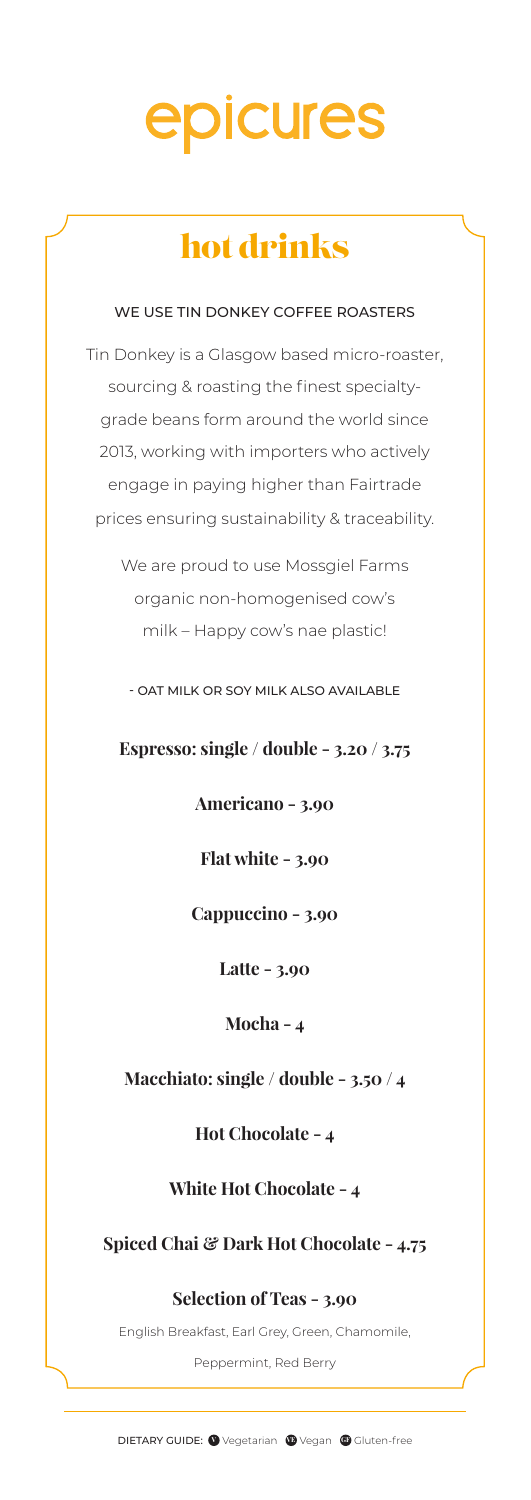# epicures

## hot drinks

WE USE TIN DONKEY COFFEE ROASTERS

Tin Donkey is a Glasgow based micro-roaster, sourcing & roasting the finest specialty-grade beans form around the world since 2013, working with importers who actively engage in paying higher than Fairtrade prices ensuring sustainability & traceability.

We are proud to use Mossgiel Farms organic non-homogenised cow's milk – Happy cow's nae plastic!

- OAT MILK OR SOY MILK ALSO AVAILABLE

**Espresso: single / double - 3.20 / 3.75**

**Americano - 3.90**

**Flat white - 3.90**

**Cappuccino - 3.90**

**Latte - 3.90**

**Mocha - 4**

**Macchiato: single / double - 3.50 / 4**

**Hot Chocolate - 4**

**White Hot Chocolate - 4**

**Spiced Chai & Dark Hot Chocolate - 4.75**

**Selection of Teas - 3.90**

English Breakfast, Earl Grey, Green, Chamomile, Peppermint, Red Berry

DIETARY GUIDE: V Vegetarian VE Vegan GF Gluten-free